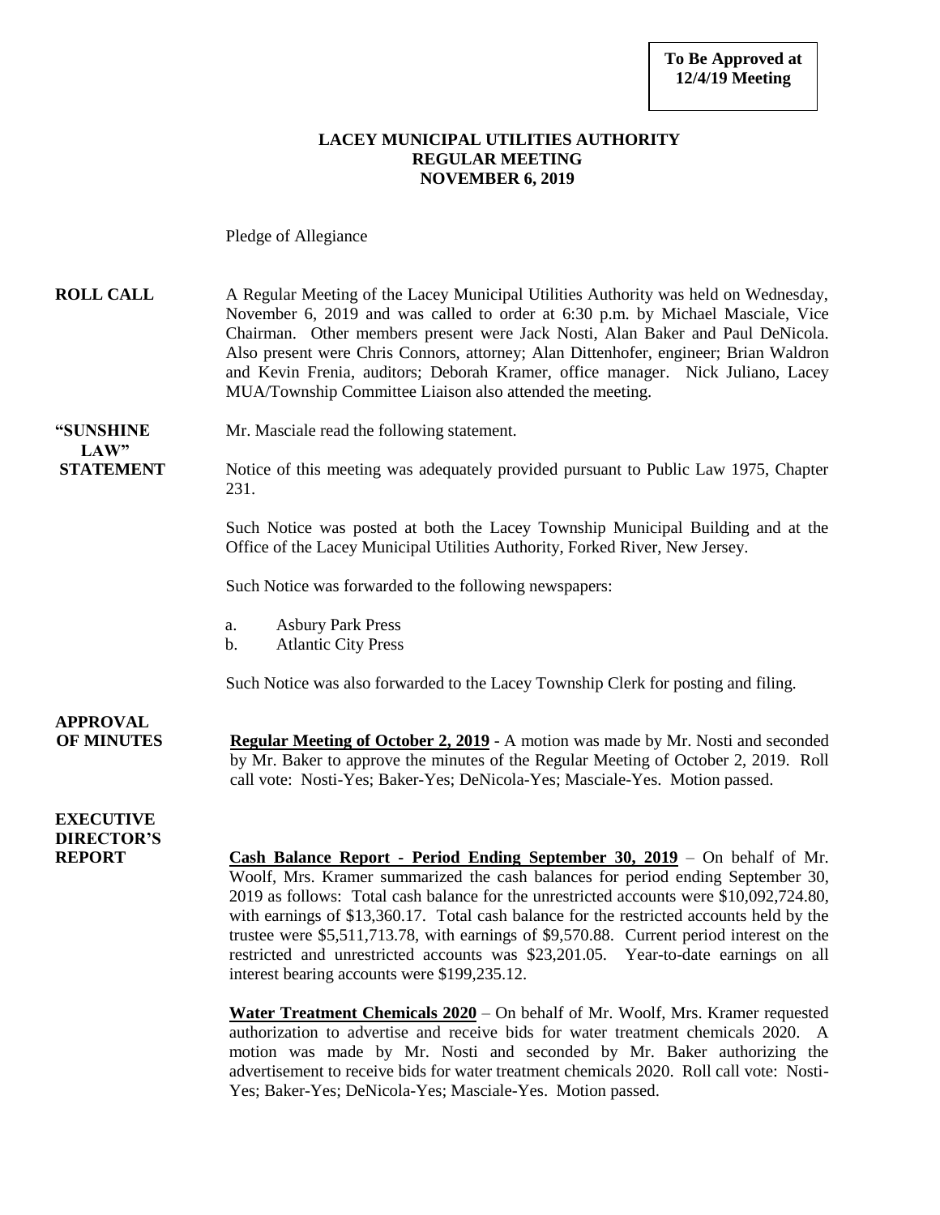**To Be Approved at 12/4/19 Meeting**

# LACEY MUNICIPAL UTILITIES AUTHORITY
## REGULAR MEETING
## NOVEMBER 6, 2019

Pledge of Allegiance

**ROLL CALL** A Regular Meeting of the Lacey Municipal Utilities Authority was held on Wednesday, November 6, 2019 and was called to order at 6:30 p.m. by Michael Masciale, Vice Chairman. Other members present were Jack Nosti, Alan Baker and Paul DeNicola. Also present were Chris Connors, attorney; Alan Dittenhofer, engineer; Brian Waldron and Kevin Frenia, auditors; Deborah Kramer, office manager. Nick Juliano, Lacey MUA/Township Committee Liaison also attended the meeting.

**"SUNSHINE LAW" STATEMENT** Mr. Masciale read the following statement.

Notice of this meeting was adequately provided pursuant to Public Law 1975, Chapter 231.

Such Notice was posted at both the Lacey Township Municipal Building and at the Office of the Lacey Municipal Utilities Authority, Forked River, New Jersey.

Such Notice was forwarded to the following newspapers:

a. Asbury Park Press
b. Atlantic City Press

Such Notice was also forwarded to the Lacey Township Clerk for posting and filing.

**APPROVAL OF MINUTES** **Regular Meeting of October 2, 2019** - A motion was made by Mr. Nosti and seconded by Mr. Baker to approve the minutes of the Regular Meeting of October 2, 2019. Roll call vote: Nosti-Yes; Baker-Yes; DeNicola-Yes; Masciale-Yes. Motion passed.

**EXECUTIVE DIRECTOR'S REPORT** **Cash Balance Report - Period Ending September 30, 2019** – On behalf of Mr. Woolf, Mrs. Kramer summarized the cash balances for period ending September 30, 2019 as follows: Total cash balance for the unrestricted accounts were $10,092,724.80, with earnings of $13,360.17. Total cash balance for the restricted accounts held by the trustee were $5,511,713.78, with earnings of $9,570.88. Current period interest on the restricted and unrestricted accounts was $23,201.05. Year-to-date earnings on all interest bearing accounts were $199,235.12.

**Water Treatment Chemicals 2020** – On behalf of Mr. Woolf, Mrs. Kramer requested authorization to advertise and receive bids for water treatment chemicals 2020. A motion was made by Mr. Nosti and seconded by Mr. Baker authorizing the advertisement to receive bids for water treatment chemicals 2020. Roll call vote: Nosti-Yes; Baker-Yes; DeNicola-Yes; Masciale-Yes. Motion passed.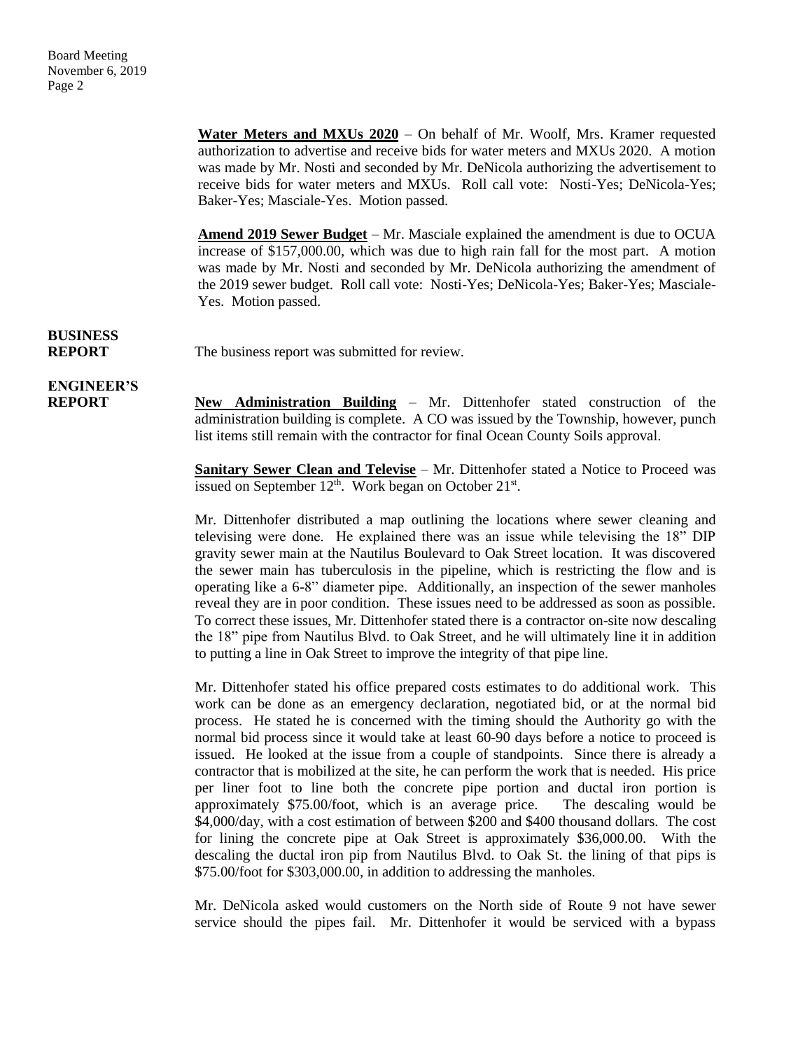**Water Meters and MXUs 2020** – On behalf of Mr. Woolf, Mrs. Kramer requested authorization to advertise and receive bids for water meters and MXUs 2020. A motion was made by Mr. Nosti and seconded by Mr. DeNicola authorizing the advertisement to receive bids for water meters and MXUs. Roll call vote: Nosti-Yes; DeNicola-Yes; Baker-Yes; Masciale-Yes. Motion passed.

**Amend 2019 Sewer Budget** – Mr. Masciale explained the amendment is due to OCUA increase of $157,000.00, which was due to high rain fall for the most part. A motion was made by Mr. Nosti and seconded by Mr. DeNicola authorizing the amendment of the 2019 sewer budget. Roll call vote: Nosti-Yes; DeNicola-Yes; Baker-Yes; Masciale-Yes. Motion passed.

**BUSINESS REPORT**

The business report was submitted for review.

**ENGINEER'S REPORT**

**New Administration Building** – Mr. Dittenhofer stated construction of the administration building is complete. A CO was issued by the Township, however, punch list items still remain with the contractor for final Ocean County Soils approval.

**Sanitary Sewer Clean and Televise** – Mr. Dittenhofer stated a Notice to Proceed was issued on September 12th. Work began on October 21st.

Mr. Dittenhofer distributed a map outlining the locations where sewer cleaning and televising were done. He explained there was an issue while televising the 18" DIP gravity sewer main at the Nautilus Boulevard to Oak Street location. It was discovered the sewer main has tuberculosis in the pipeline, which is restricting the flow and is operating like a 6-8" diameter pipe. Additionally, an inspection of the sewer manholes reveal they are in poor condition. These issues need to be addressed as soon as possible. To correct these issues, Mr. Dittenhofer stated there is a contractor on-site now descaling the 18" pipe from Nautilus Blvd. to Oak Street, and he will ultimately line it in addition to putting a line in Oak Street to improve the integrity of that pipe line.

Mr. Dittenhofer stated his office prepared costs estimates to do additional work. This work can be done as an emergency declaration, negotiated bid, or at the normal bid process. He stated he is concerned with the timing should the Authority go with the normal bid process since it would take at least 60-90 days before a notice to proceed is issued. He looked at the issue from a couple of standpoints. Since there is already a contractor that is mobilized at the site, he can perform the work that is needed. His price per liner foot to line both the concrete pipe portion and ductal iron portion is approximately $75.00/foot, which is an average price. The descaling would be $4,000/day, with a cost estimation of between $200 and $400 thousand dollars. The cost for lining the concrete pipe at Oak Street is approximately $36,000.00. With the descaling the ductal iron pip from Nautilus Blvd. to Oak St. the lining of that pips is $75.00/foot for $303,000.00, in addition to addressing the manholes.

Mr. DeNicola asked would customers on the North side of Route 9 not have sewer service should the pipes fail. Mr. Dittenhofer it would be serviced with a bypass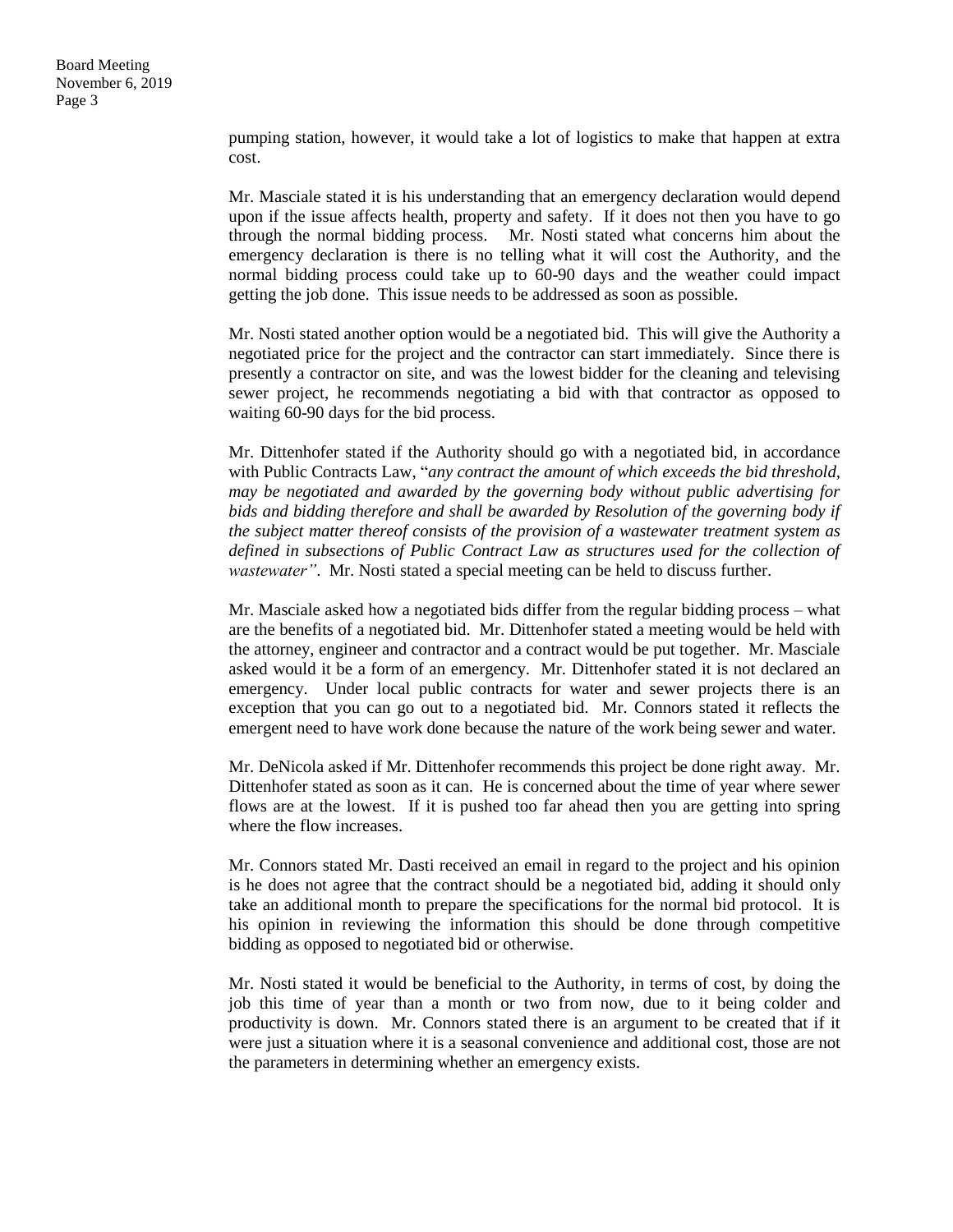pumping station, however, it would take a lot of logistics to make that happen at extra cost.

Mr. Masciale stated it is his understanding that an emergency declaration would depend upon if the issue affects health, property and safety. If it does not then you have to go through the normal bidding process. Mr. Nosti stated what concerns him about the emergency declaration is there is no telling what it will cost the Authority, and the normal bidding process could take up to 60-90 days and the weather could impact getting the job done. This issue needs to be addressed as soon as possible.

Mr. Nosti stated another option would be a negotiated bid. This will give the Authority a negotiated price for the project and the contractor can start immediately. Since there is presently a contractor on site, and was the lowest bidder for the cleaning and televising sewer project, he recommends negotiating a bid with that contractor as opposed to waiting 60-90 days for the bid process.

Mr. Dittenhofer stated if the Authority should go with a negotiated bid, in accordance with Public Contracts Law, "*any contract the amount of which exceeds the bid threshold, may be negotiated and awarded by the governing body without public advertising for bids and bidding therefore and shall be awarded by Resolution of the governing body if the subject matter thereof consists of the provision of a wastewater treatment system as defined in subsections of Public Contract Law as structures used for the collection of wastewater"*. Mr. Nosti stated a special meeting can be held to discuss further.

Mr. Masciale asked how a negotiated bids differ from the regular bidding process – what are the benefits of a negotiated bid. Mr. Dittenhofer stated a meeting would be held with the attorney, engineer and contractor and a contract would be put together. Mr. Masciale asked would it be a form of an emergency. Mr. Dittenhofer stated it is not declared an emergency. Under local public contracts for water and sewer projects there is an exception that you can go out to a negotiated bid. Mr. Connors stated it reflects the emergent need to have work done because the nature of the work being sewer and water.

Mr. DeNicola asked if Mr. Dittenhofer recommends this project be done right away. Mr. Dittenhofer stated as soon as it can. He is concerned about the time of year where sewer flows are at the lowest. If it is pushed too far ahead then you are getting into spring where the flow increases.

Mr. Connors stated Mr. Dasti received an email in regard to the project and his opinion is he does not agree that the contract should be a negotiated bid, adding it should only take an additional month to prepare the specifications for the normal bid protocol. It is his opinion in reviewing the information this should be done through competitive bidding as opposed to negotiated bid or otherwise.

Mr. Nosti stated it would be beneficial to the Authority, in terms of cost, by doing the job this time of year than a month or two from now, due to it being colder and productivity is down. Mr. Connors stated there is an argument to be created that if it were just a situation where it is a seasonal convenience and additional cost, those are not the parameters in determining whether an emergency exists.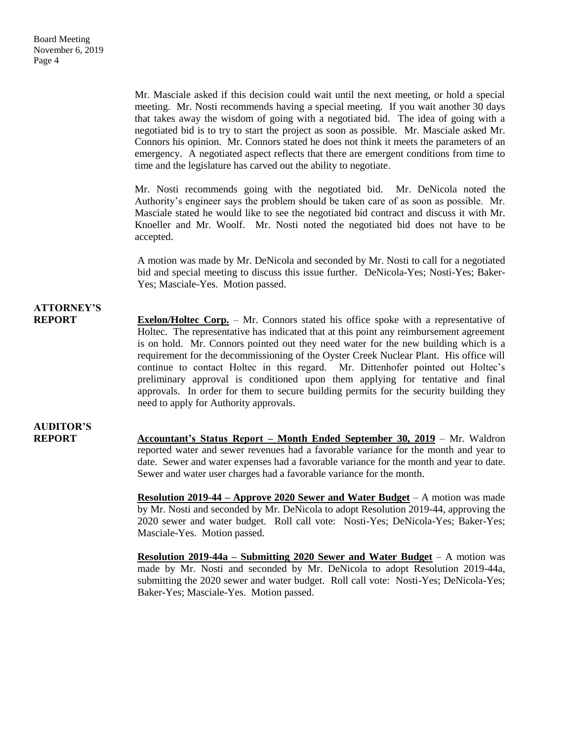Mr. Masciale asked if this decision could wait until the next meeting, or hold a special meeting. Mr. Nosti recommends having a special meeting. If you wait another 30 days that takes away the wisdom of going with a negotiated bid. The idea of going with a negotiated bid is to try to start the project as soon as possible. Mr. Masciale asked Mr. Connors his opinion. Mr. Connors stated he does not think it meets the parameters of an emergency. A negotiated aspect reflects that there are emergent conditions from time to time and the legislature has carved out the ability to negotiate.

Mr. Nosti recommends going with the negotiated bid. Mr. DeNicola noted the Authority's engineer says the problem should be taken care of as soon as possible. Mr. Masciale stated he would like to see the negotiated bid contract and discuss it with Mr. Knoeller and Mr. Woolf. Mr. Nosti noted the negotiated bid does not have to be accepted.

A motion was made by Mr. DeNicola and seconded by Mr. Nosti to call for a negotiated bid and special meeting to discuss this issue further. DeNicola-Yes; Nosti-Yes; Baker-Yes; Masciale-Yes. Motion passed.

**ATTORNEY'S REPORT**

**Exelon/Holtec Corp.** – Mr. Connors stated his office spoke with a representative of Holtec. The representative has indicated that at this point any reimbursement agreement is on hold. Mr. Connors pointed out they need water for the new building which is a requirement for the decommissioning of the Oyster Creek Nuclear Plant. His office will continue to contact Holtec in this regard. Mr. Dittenhofer pointed out Holtec's preliminary approval is conditioned upon them applying for tentative and final approvals. In order for them to secure building permits for the security building they need to apply for Authority approvals.

**AUDITOR'S REPORT**

**Accountant's Status Report – Month Ended September 30, 2019** – Mr. Waldron reported water and sewer revenues had a favorable variance for the month and year to date. Sewer and water expenses had a favorable variance for the month and year to date. Sewer and water user charges had a favorable variance for the month.

**Resolution 2019-44 – Approve 2020 Sewer and Water Budget** – A motion was made by Mr. Nosti and seconded by Mr. DeNicola to adopt Resolution 2019-44, approving the 2020 sewer and water budget. Roll call vote: Nosti-Yes; DeNicola-Yes; Baker-Yes; Masciale-Yes. Motion passed.

**Resolution 2019-44a – Submitting 2020 Sewer and Water Budget** – A motion was made by Mr. Nosti and seconded by Mr. DeNicola to adopt Resolution 2019-44a, submitting the 2020 sewer and water budget. Roll call vote: Nosti-Yes; DeNicola-Yes; Baker-Yes; Masciale-Yes. Motion passed.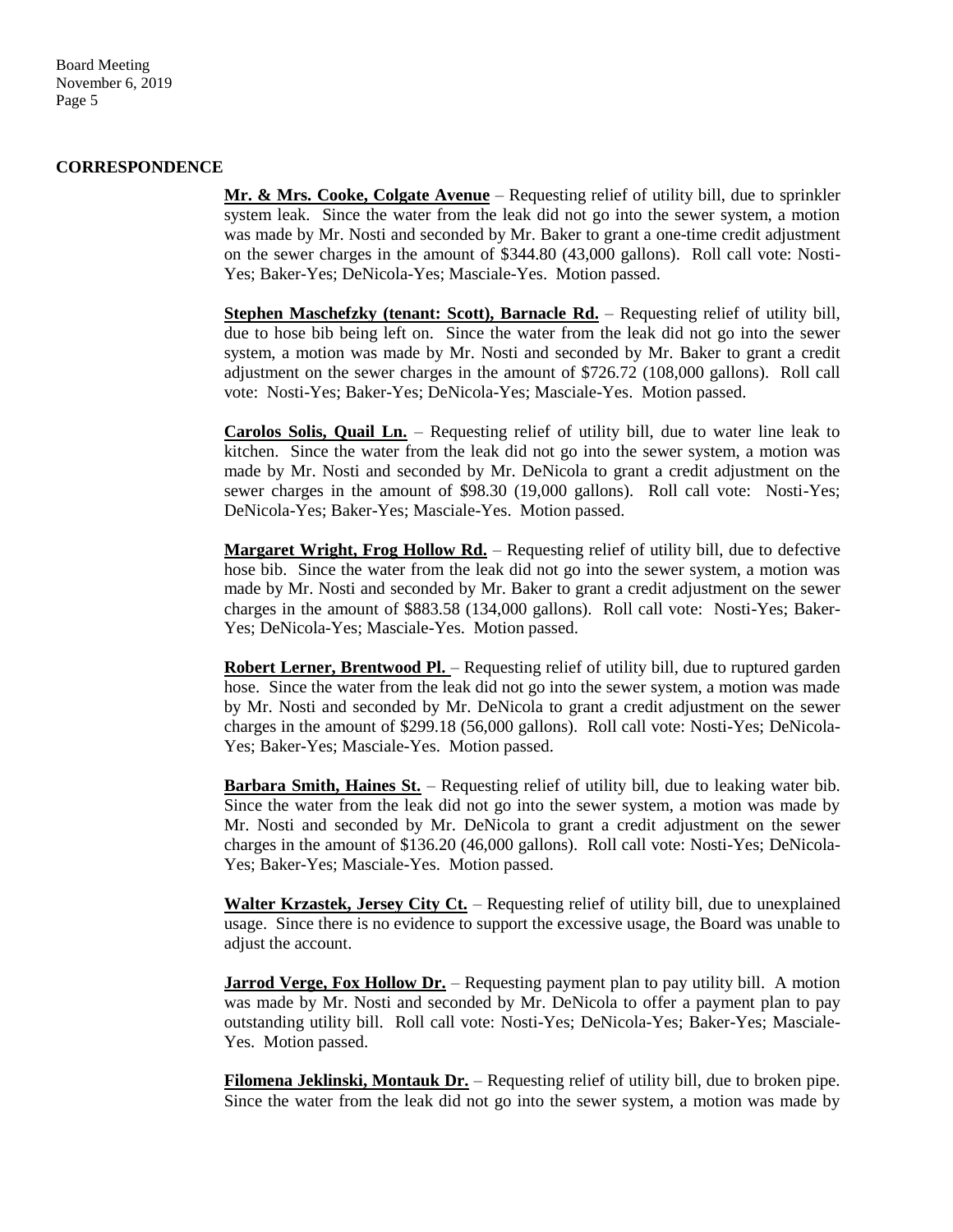## CORRESPONDENCE

**Mr. & Mrs. Cooke, Colgate Avenue** – Requesting relief of utility bill, due to sprinkler system leak. Since the water from the leak did not go into the sewer system, a motion was made by Mr. Nosti and seconded by Mr. Baker to grant a one-time credit adjustment on the sewer charges in the amount of $344.80 (43,000 gallons). Roll call vote: Nosti-Yes; Baker-Yes; DeNicola-Yes; Masciale-Yes. Motion passed.

**Stephen Maschefzky (tenant: Scott), Barnacle Rd.** – Requesting relief of utility bill, due to hose bib being left on. Since the water from the leak did not go into the sewer system, a motion was made by Mr. Nosti and seconded by Mr. Baker to grant a credit adjustment on the sewer charges in the amount of $726.72 (108,000 gallons). Roll call vote: Nosti-Yes; Baker-Yes; DeNicola-Yes; Masciale-Yes. Motion passed.

**Carolos Solis, Quail Ln.** – Requesting relief of utility bill, due to water line leak to kitchen. Since the water from the leak did not go into the sewer system, a motion was made by Mr. Nosti and seconded by Mr. DeNicola to grant a credit adjustment on the sewer charges in the amount of $98.30 (19,000 gallons). Roll call vote: Nosti-Yes; DeNicola-Yes; Baker-Yes; Masciale-Yes. Motion passed.

**Margaret Wright, Frog Hollow Rd.** – Requesting relief of utility bill, due to defective hose bib. Since the water from the leak did not go into the sewer system, a motion was made by Mr. Nosti and seconded by Mr. Baker to grant a credit adjustment on the sewer charges in the amount of $883.58 (134,000 gallons). Roll call vote: Nosti-Yes; Baker-Yes; DeNicola-Yes; Masciale-Yes. Motion passed.

**Robert Lerner, Brentwood Pl.** – Requesting relief of utility bill, due to ruptured garden hose. Since the water from the leak did not go into the sewer system, a motion was made by Mr. Nosti and seconded by Mr. DeNicola to grant a credit adjustment on the sewer charges in the amount of $299.18 (56,000 gallons). Roll call vote: Nosti-Yes; DeNicola-Yes; Baker-Yes; Masciale-Yes. Motion passed.

**Barbara Smith, Haines St.** – Requesting relief of utility bill, due to leaking water bib. Since the water from the leak did not go into the sewer system, a motion was made by Mr. Nosti and seconded by Mr. DeNicola to grant a credit adjustment on the sewer charges in the amount of $136.20 (46,000 gallons). Roll call vote: Nosti-Yes; DeNicola-Yes; Baker-Yes; Masciale-Yes. Motion passed.

**Walter Krzastek, Jersey City Ct.** – Requesting relief of utility bill, due to unexplained usage. Since there is no evidence to support the excessive usage, the Board was unable to adjust the account.

**Jarrod Verge, Fox Hollow Dr.** – Requesting payment plan to pay utility bill. A motion was made by Mr. Nosti and seconded by Mr. DeNicola to offer a payment plan to pay outstanding utility bill. Roll call vote: Nosti-Yes; DeNicola-Yes; Baker-Yes; Masciale-Yes. Motion passed.

**Filomena Jeklinski, Montauk Dr.** – Requesting relief of utility bill, due to broken pipe. Since the water from the leak did not go into the sewer system, a motion was made by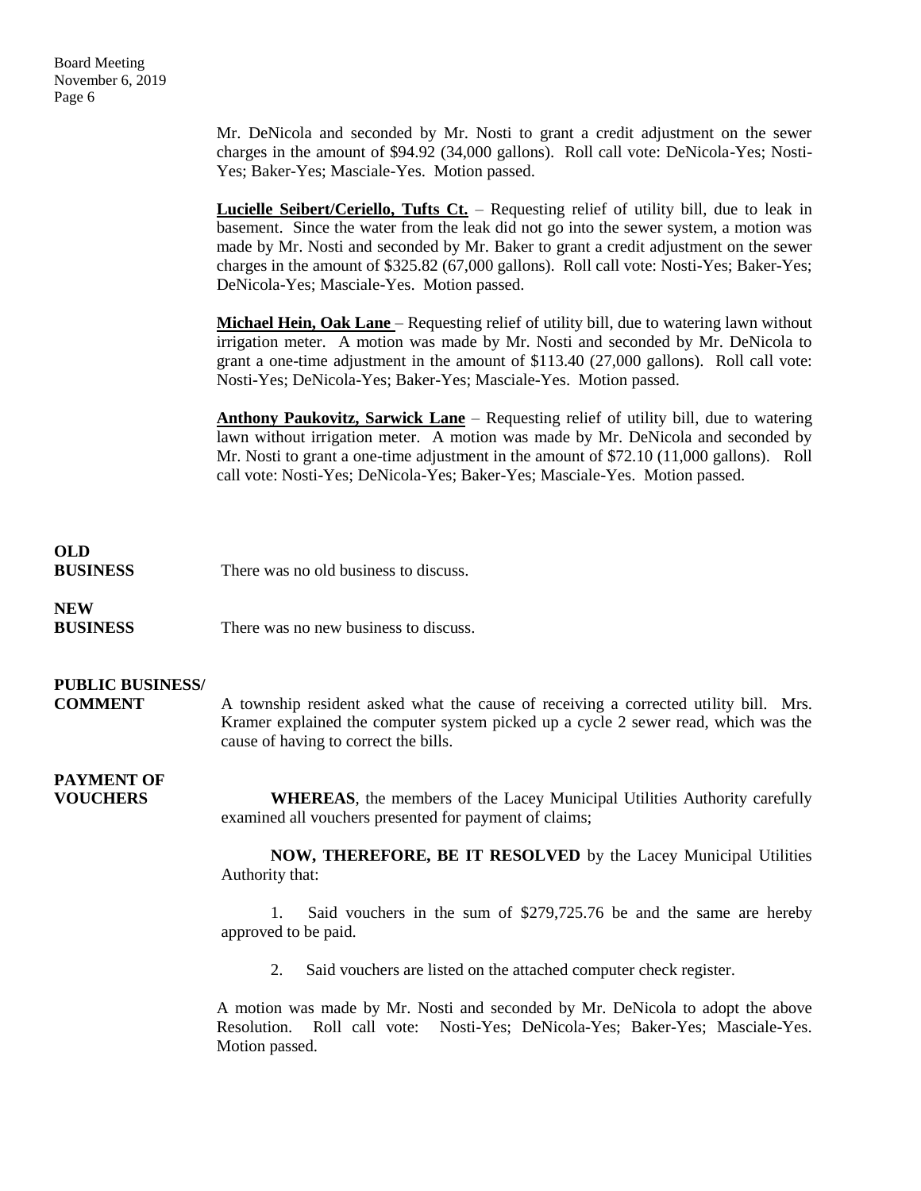Mr. DeNicola and seconded by Mr. Nosti to grant a credit adjustment on the sewer charges in the amount of $94.92 (34,000 gallons). Roll call vote: DeNicola-Yes; Nosti-Yes; Baker-Yes; Masciale-Yes. Motion passed.

**Lucielle Seibert/Ceriello, Tufts Ct.** – Requesting relief of utility bill, due to leak in basement. Since the water from the leak did not go into the sewer system, a motion was made by Mr. Nosti and seconded by Mr. Baker to grant a credit adjustment on the sewer charges in the amount of $325.82 (67,000 gallons). Roll call vote: Nosti-Yes; Baker-Yes; DeNicola-Yes; Masciale-Yes. Motion passed.

**Michael Hein, Oak Lane** – Requesting relief of utility bill, due to watering lawn without irrigation meter. A motion was made by Mr. Nosti and seconded by Mr. DeNicola to grant a one-time adjustment in the amount of $113.40 (27,000 gallons). Roll call vote: Nosti-Yes; DeNicola-Yes; Baker-Yes; Masciale-Yes. Motion passed.

**Anthony Paukovitz, Sarwick Lane** – Requesting relief of utility bill, due to watering lawn without irrigation meter. A motion was made by Mr. DeNicola and seconded by Mr. Nosti to grant a one-time adjustment in the amount of $72.10 (11,000 gallons). Roll call vote: Nosti-Yes; DeNicola-Yes; Baker-Yes; Masciale-Yes. Motion passed.

**OLD BUSINESS**

There was no old business to discuss.

**NEW BUSINESS**

There was no new business to discuss.

**PUBLIC BUSINESS/ COMMENT**

A township resident asked what the cause of receiving a corrected utility bill. Mrs. Kramer explained the computer system picked up a cycle 2 sewer read, which was the cause of having to correct the bills.

**PAYMENT OF VOUCHERS**

**WHEREAS**, the members of the Lacey Municipal Utilities Authority carefully examined all vouchers presented for payment of claims;

**NOW, THEREFORE, BE IT RESOLVED** by the Lacey Municipal Utilities Authority that:

1. Said vouchers in the sum of $279,725.76 be and the same are hereby approved to be paid.

2. Said vouchers are listed on the attached computer check register.

A motion was made by Mr. Nosti and seconded by Mr. DeNicola to adopt the above Resolution. Roll call vote: Nosti-Yes; DeNicola-Yes; Baker-Yes; Masciale-Yes. Motion passed.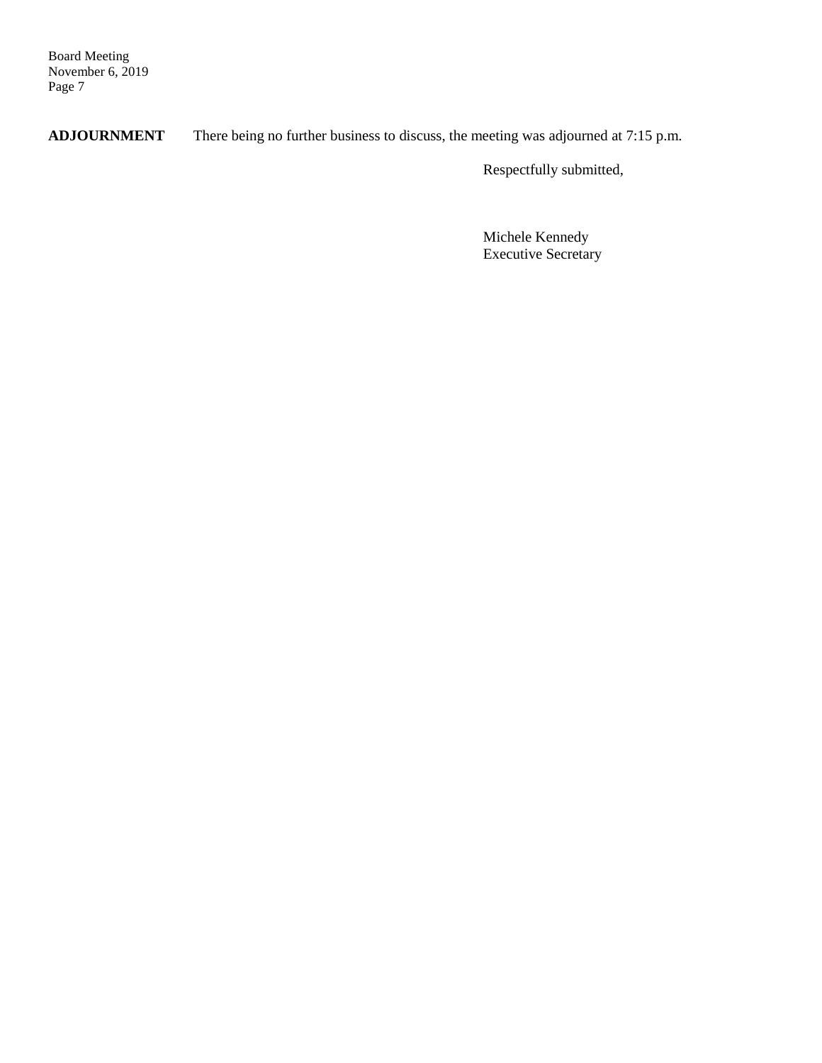**ADJOURNMENT** There being no further business to discuss, the meeting was adjourned at 7:15 p.m.

Respectfully submitted,

Michele Kennedy
Executive Secretary